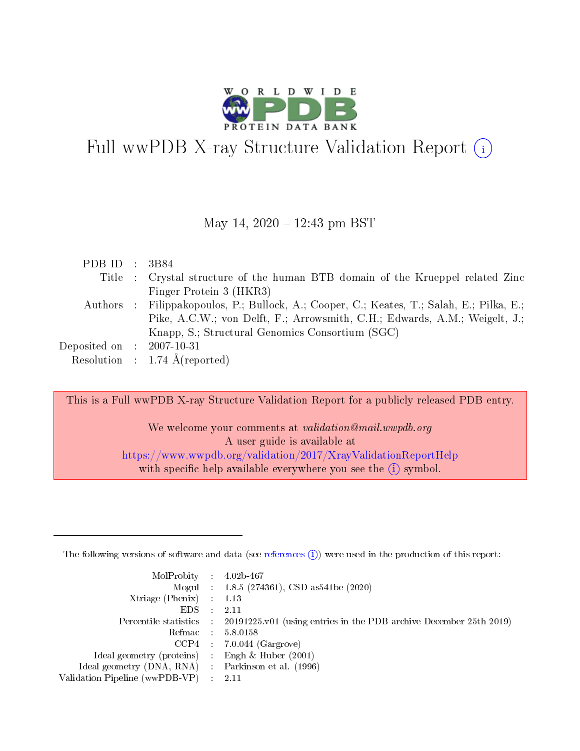# Full wwPDB X-ray Structure Validation Report (i)

May 14, 2020 – 12:43 pm BST

| | | |
|---|---|---|
| PDB ID | : | 3B84 |
| Title | : | Crystal structure of the human BTB domain of the Krueppel related Zinc Finger Protein 3 (HKR3) |
| Authors | : | Filippakopoulos, P.; Bullock, A.; Cooper, C.; Keates, T.; Salah, E.; Pilka, E.; Pike, A.C.W.; von Delft, F.; Arrowsmith, C.H.; Edwards, A.M.; Weigelt, J.; Knapp, S.; Structural Genomics Consortium (SGC) |
| Deposited on | : | 2007-10-31 |
| Resolution | : | 1.74 Å(reported) |

This is a Full wwPDB X-ray Structure Validation Report for a publicly released PDB entry.

We welcome your comments at *validation@mail.wwpdb.org*
A user guide is available at
https://www.wwpdb.org/validation/2017/XrayValidationReportHelp
with specific help available everywhere you see the (i) symbol.

---

The following versions of software and data (see references (i)) were used in the production of this report:

| | | |
|---|---|---|
| MolProbity | : | 4.02b-467 |
| Mogul | : | 1.8.5 (274361), CSD as541be (2020) |
| Xtriage (Phenix) | : | 1.13 |
| EDS | : | 2.11 |
| Percentile statistics | : | 20191225.v01 (using entries in the PDB archive December 25th 2019) |
| Refmac | : | 5.8.0158 |
| CCP4 | : | 7.0.044 (Gargrove) |
| Ideal geometry (proteins) | : | Engh & Huber (2001) |
| Ideal geometry (DNA, RNA) | : | Parkinson et al. (1996) |
| Validation Pipeline (wwPDB-VP) | : | 2.11 |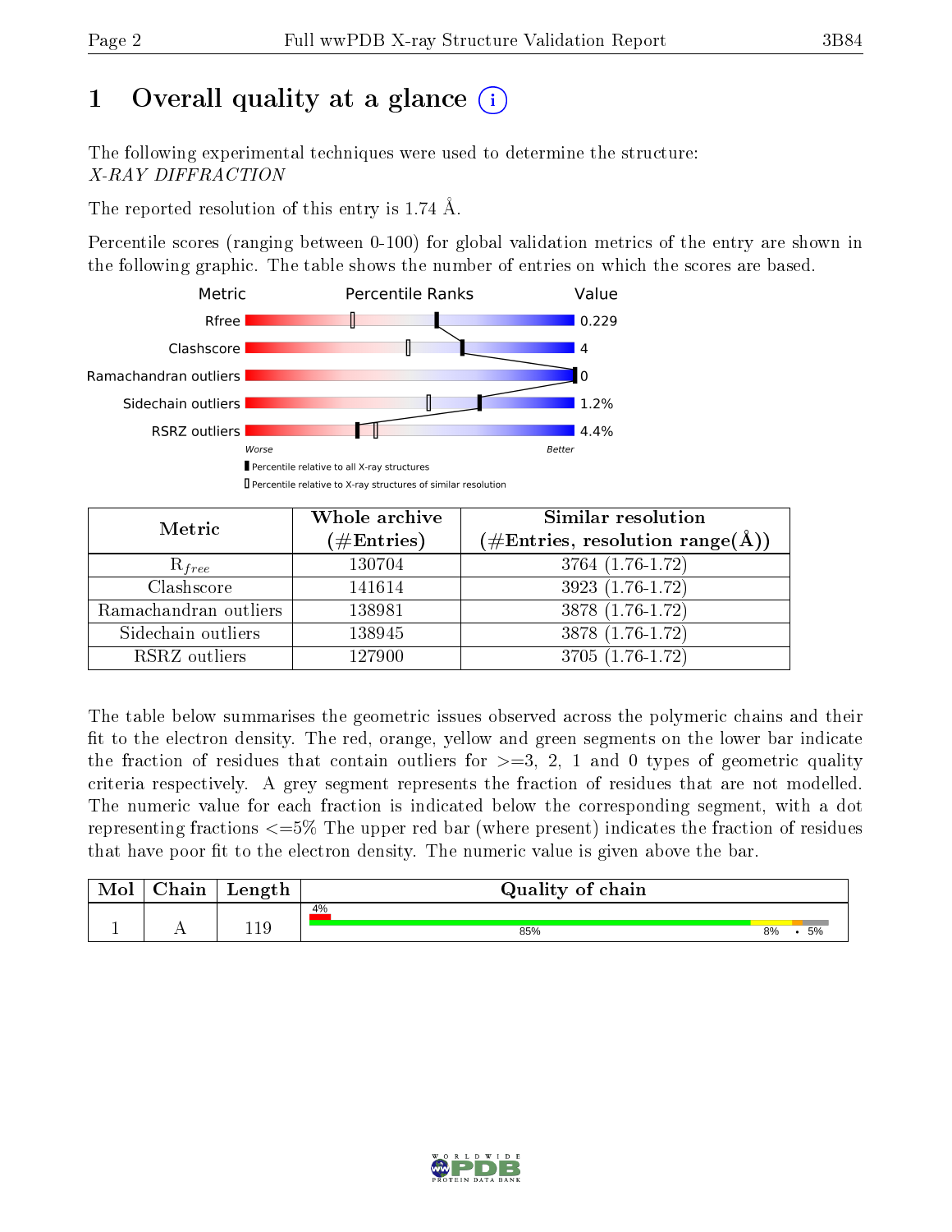# 1 Overall quality at a glance

The following experimental techniques were used to determine the structure:
*X-RAY DIFFRACTION*

The reported resolution of this entry is 1.74 Å.

Percentile scores (ranging between 0-100) for global validation metrics of the entry are shown in the following graphic. The table shows the number of entries on which the scores are based.

| Metric | Value |
|---|---|
| Rfree | 0.229 |
| Clashscore | 4 |
| Ramachandran outliers | 0 |
| Sidechain outliers | 1.2% |
| RSRZ outliers | 4.4% |

Worse ... Better

▮ Percentile relative to all X-ray structures

▯ Percentile relative to X-ray structures of similar resolution

| Metric | Whole archive (#Entries) | Similar resolution (#Entries, resolution range(Å)) |
|---|---|---|
| $R_{free}$ | 130704 | 3764 (1.76-1.72) |
| Clashscore | 141614 | 3923 (1.76-1.72) |
| Ramachandran outliers | 138981 | 3878 (1.76-1.72) |
| Sidechain outliers | 138945 | 3878 (1.76-1.72) |
| RSRZ outliers | 127900 | 3705 (1.76-1.72) |

The table below summarises the geometric issues observed across the polymeric chains and their fit to the electron density. The red, orange, yellow and green segments on the lower bar indicate the fraction of residues that contain outliers for >=3, 2, 1 and 0 types of geometric quality criteria respectively. A grey segment represents the fraction of residues that are not modelled. The numeric value for each fraction is indicated below the corresponding segment, with a dot representing fractions <=5% The upper red bar (where present) indicates the fraction of residues that have poor fit to the electron density. The numeric value is given above the bar.

| Mol | Chain | Length | Quality of chain |
|---|---|---|---|
| 1 | A | 119 | 4% / 85% / 8% / • / 5% |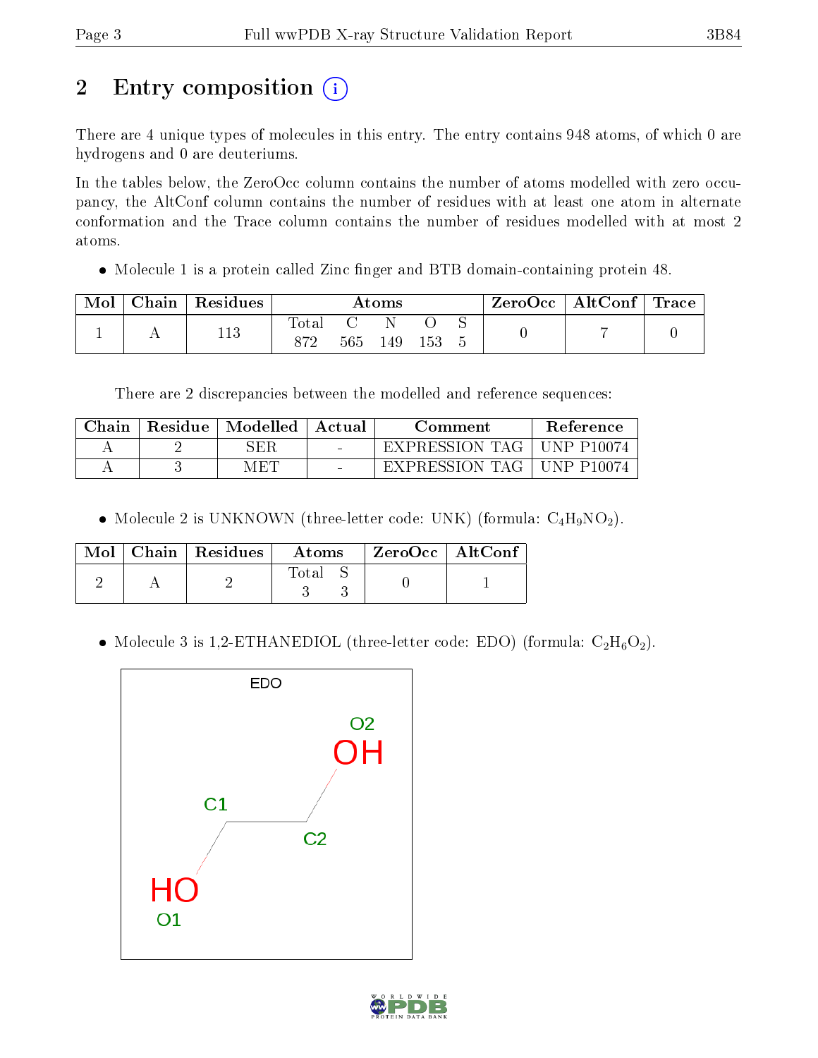# 2 Entry composition

There are 4 unique types of molecules in this entry. The entry contains 948 atoms, of which 0 are hydrogens and 0 are deuteriums.

In the tables below, the ZeroOcc column contains the number of atoms modelled with zero occupancy, the AltConf column contains the number of residues with at least one atom in alternate conformation and the Trace column contains the number of residues modelled with at most 2 atoms.

- Molecule 1 is a protein called Zinc finger and BTB domain-containing protein 48.

| Mol | Chain | Residues | Atoms | | | | | ZeroOcc | AltConf | Trace |
|---|---|---|---|---|---|---|---|---|---|---|
| | | | Total | C | N | O | S | | | |
| 1 | A | 113 | 872 | 565 | 149 | 153 | 5 | 0 | 7 | 0 |

There are 2 discrepancies between the modelled and reference sequences:

| Chain | Residue | Modelled | Actual | Comment | Reference |
|---|---|---|---|---|---|
| A | 2 | SER | - | EXPRESSION TAG | UNP P10074 |
| A | 3 | MET | - | EXPRESSION TAG | UNP P10074 |

- Molecule 2 is UNKNOWN (three-letter code: UNK) (formula: $C_4H_9NO_2$).

| Mol | Chain | Residues | Atoms | | ZeroOcc | AltConf |
|---|---|---|---|---|---|---|
| | | | Total | S | | |
| 2 | A | 2 | 3 | 3 | 0 | 1 |

- Molecule 3 is 1,2-ETHANEDIOL (three-letter code: EDO) (formula: $C_2H_6O_2$).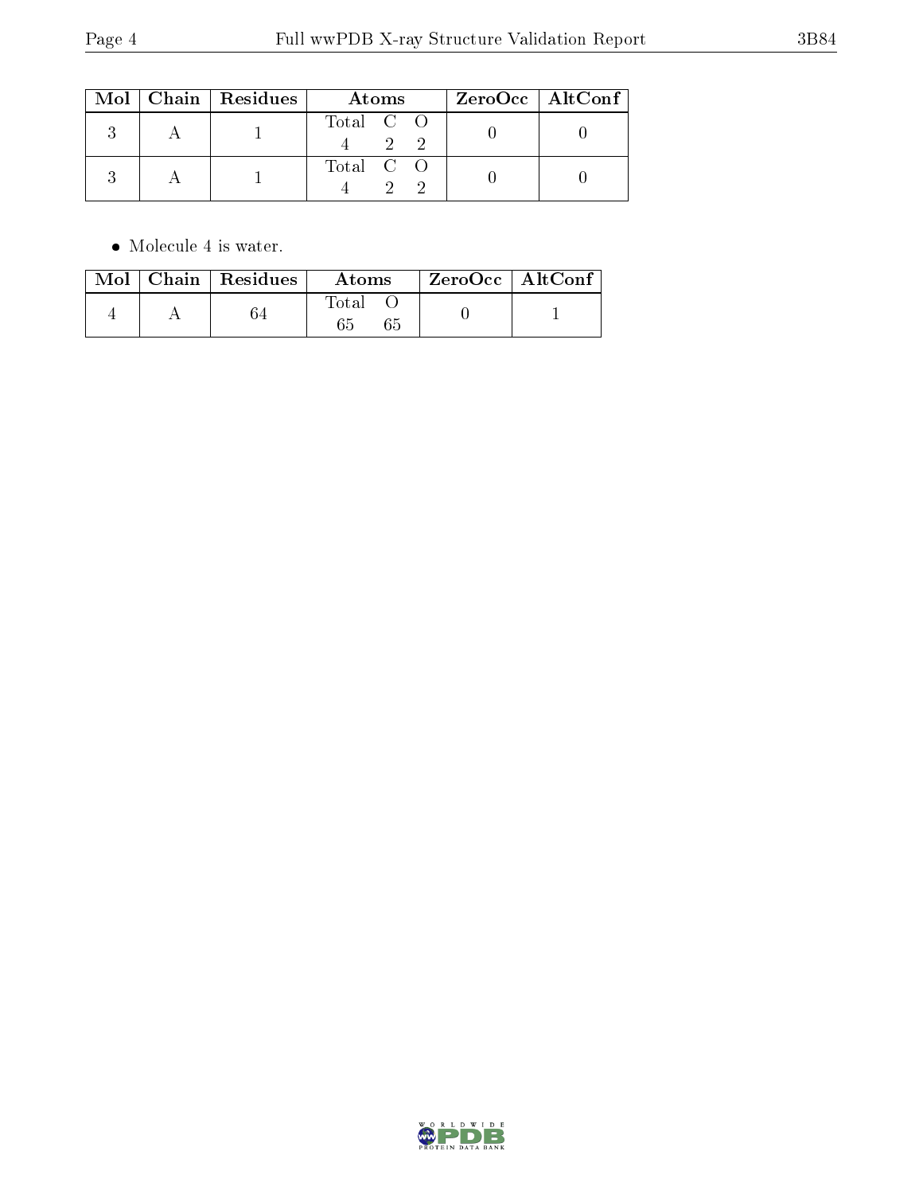| Mol | Chain | Residues | Atoms | | | ZeroOcc | AltConf |
|---|---|---|---|---|---|---|---|
| 3 | A | 1 | Total<br>4 | C<br>2 | O<br>2 | 0 | 0 |
| 3 | A | 1 | Total<br>4 | C<br>2 | O<br>2 | 0 | 0 |

- Molecule 4 is water.

| Mol | Chain | Residues | Atoms | | ZeroOcc | AltConf |
|---|---|---|---|---|---|---|
| 4 | A | 64 | Total<br>65 | O<br>65 | 0 | 1 |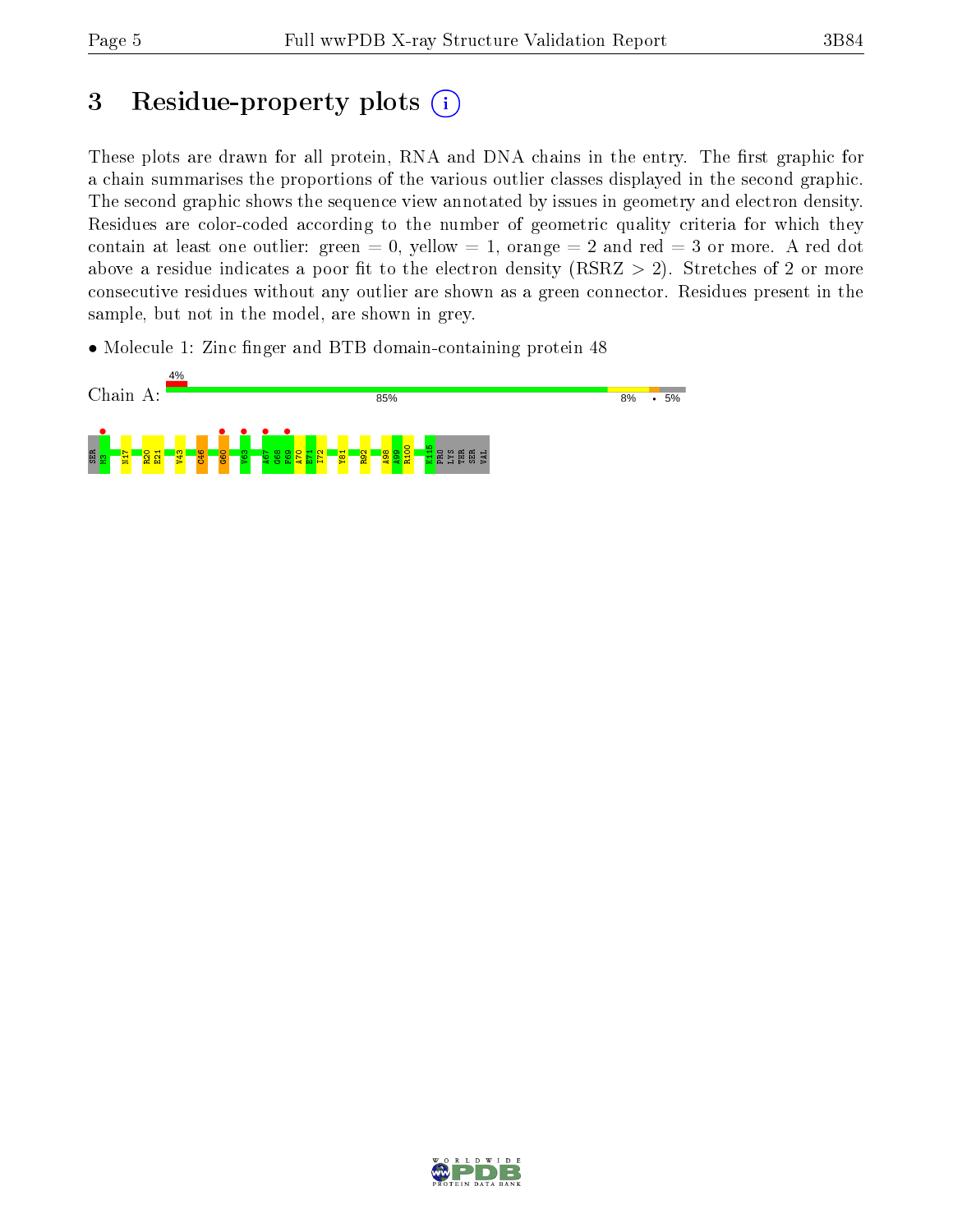# 3 Residue-property plots

These plots are drawn for all protein, RNA and DNA chains in the entry. The first graphic for a chain summarises the proportions of the various outlier classes displayed in the second graphic. The second graphic shows the sequence view annotated by issues in geometry and electron density. Residues are color-coded according to the number of geometric quality criteria for which they contain at least one outlier: green = 0, yellow = 1, orange = 2 and red = 3 or more. A red dot above a residue indicates a poor fit to the electron density (RSRZ > 2). Stretches of 2 or more consecutive residues without any outlier are shown as a green connector. Residues present in the sample, but not in the model, are shown in grey.

- Molecule 1: Zinc finger and BTB domain-containing protein 48

Chain A: 4% 85% 8% • 5%

SER M3 N17 R20 E21 V43 C46 G60 V63 A67 G68 F69 A70 E71 I72 Y81 R92 A98 A99 R100 K115 PRO LYS THR SER VAL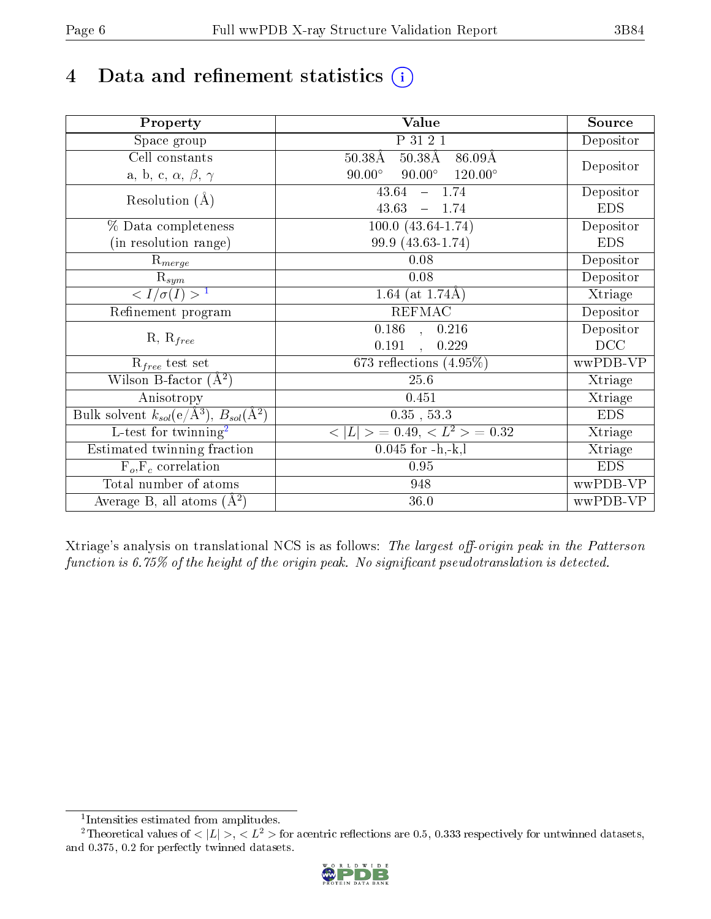# 4 Data and refinement statistics (i)

| Property | Value | Source |
|---|---|---|
| Space group | P 31 2 1 | Depositor |
| Cell constants<br>a, b, c, $\alpha$, $\beta$, $\gamma$ | 50.38Å 50.38Å 86.09Å<br>90.00° 90.00° 120.00° | Depositor |
| Resolution (Å) | 43.64 – 1.74<br>43.63 – 1.74 | Depositor<br>EDS |
| % Data completeness<br>(in resolution range) | 100.0 (43.64-1.74)<br>99.9 (43.63-1.74) | Depositor<br>EDS |
| $R_{merge}$ | 0.08 | Depositor |
| $R_{sym}$ | 0.08 | Depositor |
| $< I/\sigma(I) >$ [1] | 1.64 (at 1.74Å) | Xtriage |
| Refinement program | REFMAC | Depositor |
| R, $R_{free}$ | 0.186 , 0.216<br>0.191 , 0.229 | Depositor<br>DCC |
| $R_{free}$ test set | 673 reflections (4.95%) | wwPDB-VP |
| Wilson B-factor (Å$^2$) | 25.6 | Xtriage |
| Anisotropy | 0.451 | Xtriage |
| Bulk solvent $k_{sol}$(e/Å$^3$), $B_{sol}$(Å$^2$) | 0.35 , 53.3 | EDS |
| L-test for twinning[2] | $< \|L\| >$ = 0.49, $< L^2 >$ = 0.32 | Xtriage |
| Estimated twinning fraction | 0.045 for -h,-k,l | Xtriage |
| $F_o$,$F_c$ correlation | 0.95 | EDS |
| Total number of atoms | 948 | wwPDB-VP |
| Average B, all atoms (Å$^2$) | 36.0 | wwPDB-VP |

Xtriage's analysis on translational NCS is as follows: *The largest off-origin peak in the Patterson function is 6.75% of the height of the origin peak. No significant pseudotranslation is detected.*

[1] Intensities estimated from amplitudes.

[2] Theoretical values of $< |L| >$, $< L^2 >$ for acentric reflections are 0.5, 0.333 respectively for untwinned datasets, and 0.375, 0.2 for perfectly twinned datasets.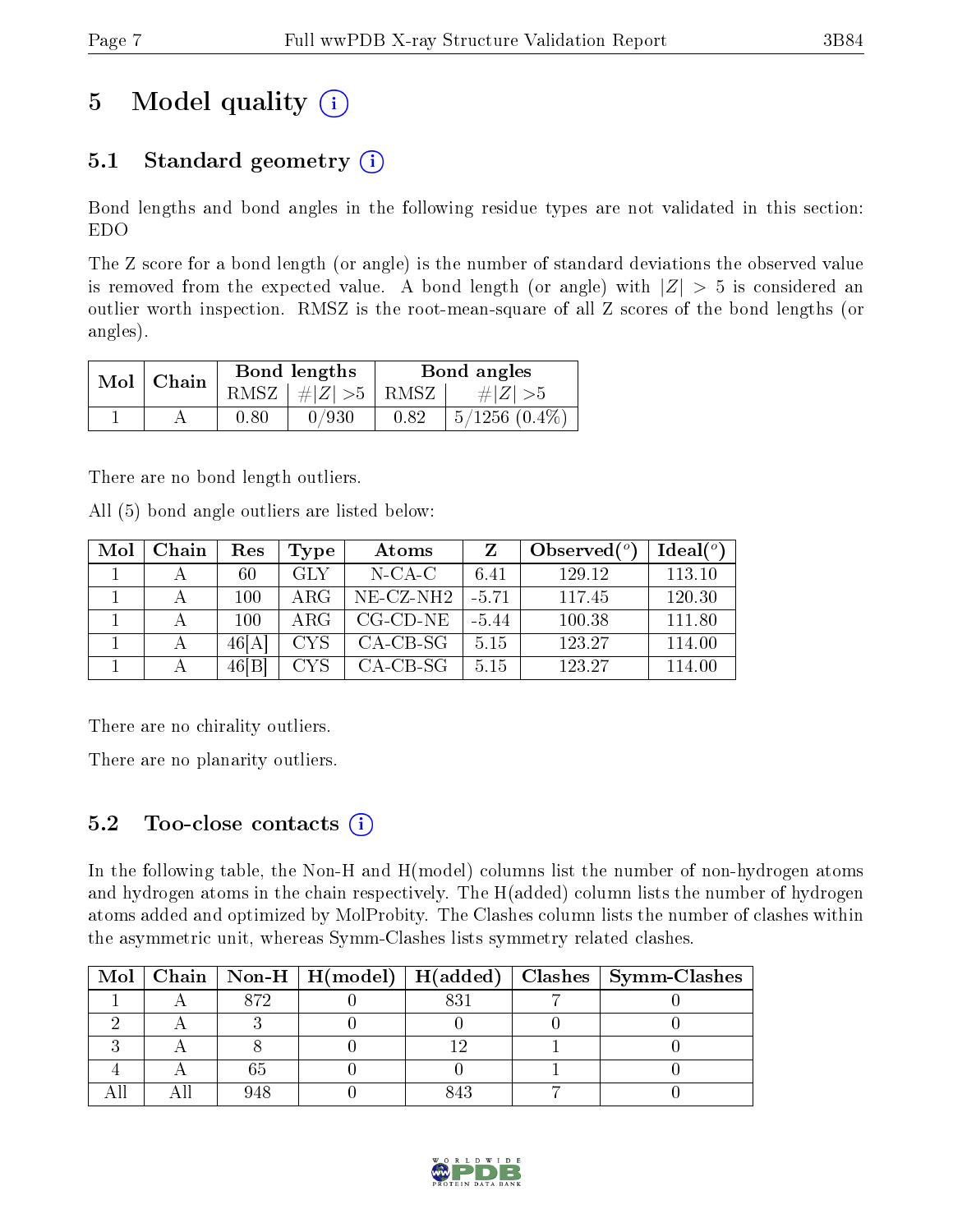# 5 Model quality

## 5.1 Standard geometry

Bond lengths and bond angles in the following residue types are not validated in this section: EDO

The Z score for a bond length (or angle) is the number of standard deviations the observed value is removed from the expected value. A bond length (or angle) with $|Z| > 5$ is considered an outlier worth inspection. RMSZ is the root-mean-square of all Z scores of the bond lengths (or angles).

| Mol | Chain | Bond lengths | | Bond angles | |
|---|---|---|---|---|---|
| | | RMSZ | #\|Z\| >5 | RMSZ | #\|Z\| >5 |
| 1 | A | 0.80 | 0/930 | 0.82 | 5/1256 (0.4%) |

There are no bond length outliers.

All (5) bond angle outliers are listed below:

| Mol | Chain | Res | Type | Atoms | Z | Observed(°) | Ideal(°) |
|---|---|---|---|---|---|---|---|
| 1 | A | 60 | GLY | N-CA-C | 6.41 | 129.12 | 113.10 |
| 1 | A | 100 | ARG | NE-CZ-NH2 | -5.71 | 117.45 | 120.30 |
| 1 | A | 100 | ARG | CG-CD-NE | -5.44 | 100.38 | 111.80 |
| 1 | A | 46[A] | CYS | CA-CB-SG | 5.15 | 123.27 | 114.00 |
| 1 | A | 46[B] | CYS | CA-CB-SG | 5.15 | 123.27 | 114.00 |

There are no chirality outliers.

There are no planarity outliers.

## 5.2 Too-close contacts

In the following table, the Non-H and H(model) columns list the number of non-hydrogen atoms and hydrogen atoms in the chain respectively. The H(added) column lists the number of hydrogen atoms added and optimized by MolProbity. The Clashes column lists the number of clashes within the asymmetric unit, whereas Symm-Clashes lists symmetry related clashes.

| Mol | Chain | Non-H | H(model) | H(added) | Clashes | Symm-Clashes |
|---|---|---|---|---|---|---|
| 1 | A | 872 | 0 | 831 | 7 | 0 |
| 2 | A | 3 | 0 | 0 | 0 | 0 |
| 3 | A | 8 | 0 | 12 | 1 | 0 |
| 4 | A | 65 | 0 | 0 | 1 | 0 |
| All | All | 948 | 0 | 843 | 7 | 0 |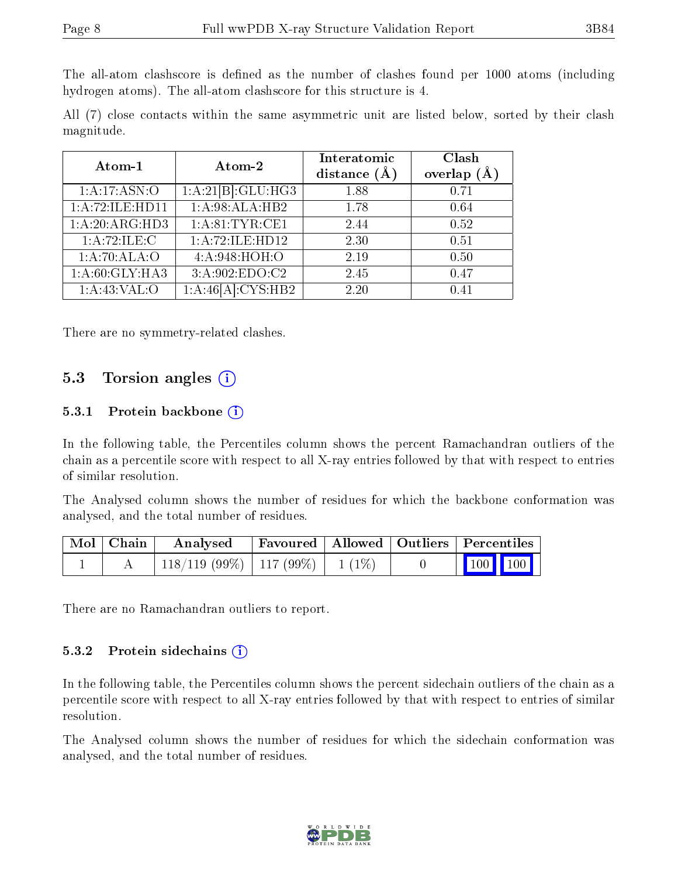The all-atom clashscore is defined as the number of clashes found per 1000 atoms (including hydrogen atoms). The all-atom clashscore for this structure is 4.

All (7) close contacts within the same asymmetric unit are listed below, sorted by their clash magnitude.

| Atom-1 | Atom-2 | Interatomic distance (Å) | Clash overlap (Å) |
|---|---|---|---|
| 1:A:17:ASN:O | 1:A:21[B]:GLU:HG3 | 1.88 | 0.71 |
| 1:A:72:ILE:HD11 | 1:A:98:ALA:HB2 | 1.78 | 0.64 |
| 1:A:20:ARG:HD3 | 1:A:81:TYR:CE1 | 2.44 | 0.52 |
| 1:A:72:ILE:C | 1:A:72:ILE:HD12 | 2.30 | 0.51 |
| 1:A:70:ALA:O | 4:A:948:HOH:O | 2.19 | 0.50 |
| 1:A:60:GLY:HA3 | 3:A:902:EDO:C2 | 2.45 | 0.47 |
| 1:A:43:VAL:O | 1:A:46[A]:CYS:HB2 | 2.20 | 0.41 |

There are no symmetry-related clashes.

## 5.3 Torsion angles

### 5.3.1 Protein backbone

In the following table, the Percentiles column shows the percent Ramachandran outliers of the chain as a percentile score with respect to all X-ray entries followed by that with respect to entries of similar resolution.

The Analysed column shows the number of residues for which the backbone conformation was analysed, and the total number of residues.

| Mol | Chain | Analysed | Favoured | Allowed | Outliers | Percentiles |
|---|---|---|---|---|---|---|
| 1 | A | 118/119 (99%) | 117 (99%) | 1 (1%) | 0 | 100 100 |

There are no Ramachandran outliers to report.

### 5.3.2 Protein sidechains

In the following table, the Percentiles column shows the percent sidechain outliers of the chain as a percentile score with respect to all X-ray entries followed by that with respect to entries of similar resolution.

The Analysed column shows the number of residues for which the sidechain conformation was analysed, and the total number of residues.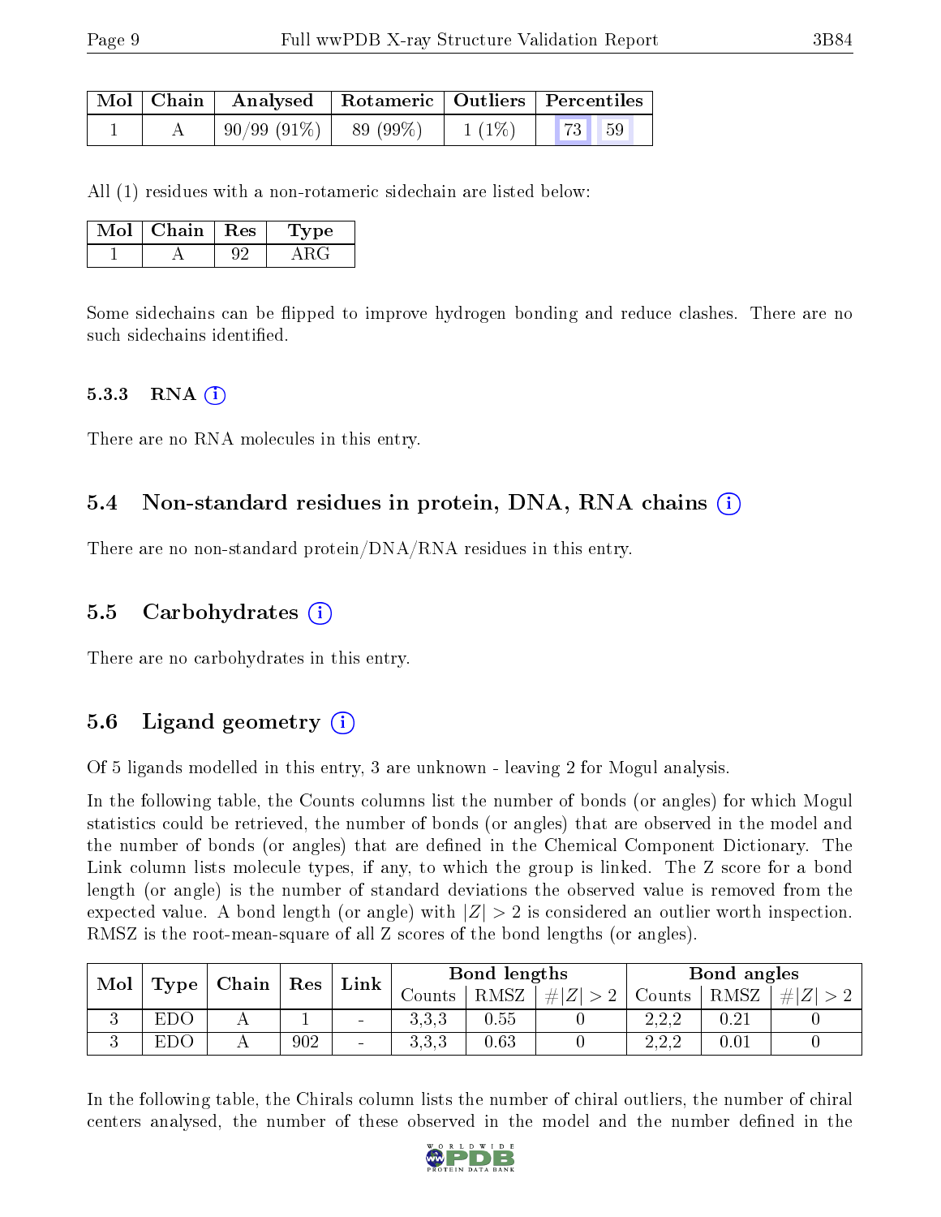| Mol | Chain | Analysed | Rotameric | Outliers | Percentiles | |
|---|---|---|---|---|---|---|
| 1 | A | 90/99 (91%) | 89 (99%) | 1 (1%) | 73 | 59 |

All (1) residues with a non-rotameric sidechain are listed below:

| Mol | Chain | Res | Type |
|---|---|---|---|
| 1 | A | 92 | ARG |

Some sidechains can be flipped to improve hydrogen bonding and reduce clashes. There are no such sidechains identified.

#### 5.3.3 RNA

There are no RNA molecules in this entry.

### 5.4 Non-standard residues in protein, DNA, RNA chains

There are no non-standard protein/DNA/RNA residues in this entry.

### 5.5 Carbohydrates

There are no carbohydrates in this entry.

### 5.6 Ligand geometry

Of 5 ligands modelled in this entry, 3 are unknown - leaving 2 for Mogul analysis.

In the following table, the Counts columns list the number of bonds (or angles) for which Mogul statistics could be retrieved, the number of bonds (or angles) that are observed in the model and the number of bonds (or angles) that are defined in the Chemical Component Dictionary. The Link column lists molecule types, if any, to which the group is linked. The Z score for a bond length (or angle) is the number of standard deviations the observed value is removed from the expected value. A bond length (or angle) with $|Z| > 2$ is considered an outlier worth inspection. RMSZ is the root-mean-square of all Z scores of the bond lengths (or angles).

| Mol | Type | Chain | Res | Link | Bond lengths | | | Bond angles | | |
|---|---|---|---|---|---|---|---|---|---|---|
| | | | | | Counts | RMSZ | $\#\|Z\| > 2$ | Counts | RMSZ | $\#\|Z\| > 2$ |
| 3 | EDO | A | 1 | - | 3,3,3 | 0.55 | 0 | 2,2,2 | 0.21 | 0 |
| 3 | EDO | A | 902 | - | 3,3,3 | 0.63 | 0 | 2,2,2 | 0.01 | 0 |

In the following table, the Chirals column lists the number of chiral outliers, the number of chiral centers analysed, the number of these observed in the model and the number defined in the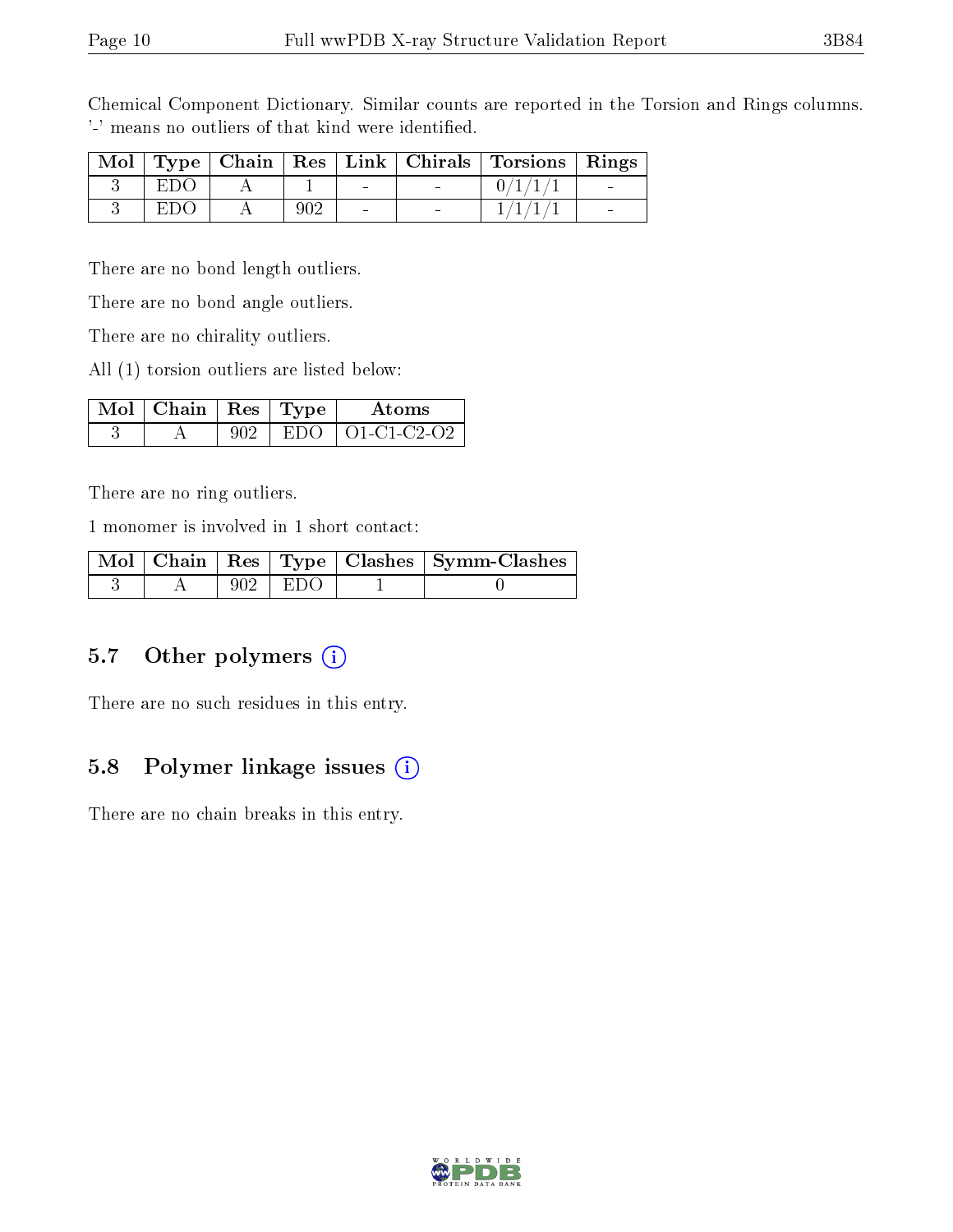Chemical Component Dictionary. Similar counts are reported in the Torsion and Rings columns. '-' means no outliers of that kind were identified.

| Mol | Type | Chain | Res | Link | Chirals | Torsions | Rings |
|---|---|---|---|---|---|---|---|
| 3 | EDO | A | 1 | - | - | 0/1/1/1 | - |
| 3 | EDO | A | 902 | - | - | 1/1/1/1 | - |

There are no bond length outliers.

There are no bond angle outliers.

There are no chirality outliers.

All (1) torsion outliers are listed below:

| Mol | Chain | Res | Type | Atoms |
|---|---|---|---|---|
| 3 | A | 902 | EDO | O1-C1-C2-O2 |

There are no ring outliers.

1 monomer is involved in 1 short contact:

| Mol | Chain | Res | Type | Clashes | Symm-Clashes |
|---|---|---|---|---|---|
| 3 | A | 902 | EDO | 1 | 0 |

### 5.7 Other polymers

There are no such residues in this entry.

### 5.8 Polymer linkage issues

There are no chain breaks in this entry.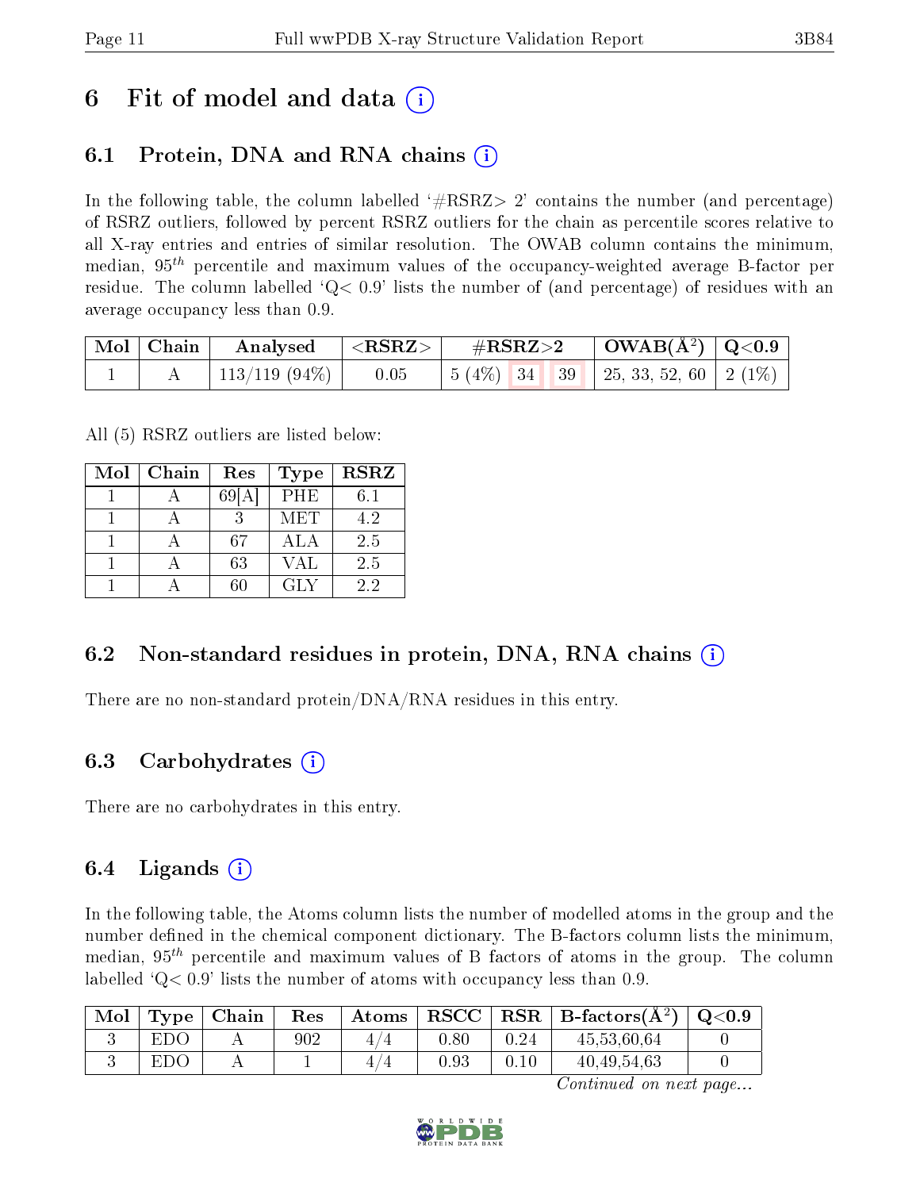# 6 Fit of model and data (i)

## 6.1 Protein, DNA and RNA chains (i)

In the following table, the column labelled '#RSRZ> 2' contains the number (and percentage) of RSRZ outliers, followed by percent RSRZ outliers for the chain as percentile scores relative to all X-ray entries and entries of similar resolution. The OWAB column contains the minimum, median, $95^{th}$ percentile and maximum values of the occupancy-weighted average B-factor per residue. The column labelled 'Q< 0.9' lists the number of (and percentage) of residues with an average occupancy less than 0.9.

| Mol | Chain | Analysed | <RSRZ> | #RSRZ>2 | | | OWAB(Å$^2$) | Q<0.9 |
|---|---|---|---|---|---|---|---|---|
| 1 | A | 113/119 (94%) | 0.05 | 5 (4%) | 34 | 39 | 25, 33, 52, 60 | 2 (1%) |

All (5) RSRZ outliers are listed below:

| Mol | Chain | Res | Type | RSRZ |
|---|---|---|---|---|
| 1 | A | 69[A] | PHE | 6.1 |
| 1 | A | 3 | MET | 4.2 |
| 1 | A | 67 | ALA | 2.5 |
| 1 | A | 63 | VAL | 2.5 |
| 1 | A | 60 | GLY | 2.2 |

## 6.2 Non-standard residues in protein, DNA, RNA chains (i)

There are no non-standard protein/DNA/RNA residues in this entry.

## 6.3 Carbohydrates (i)

There are no carbohydrates in this entry.

## 6.4 Ligands (i)

In the following table, the Atoms column lists the number of modelled atoms in the group and the number defined in the chemical component dictionary. The B-factors column lists the minimum, median, $95^{th}$ percentile and maximum values of B factors of atoms in the group. The column labelled 'Q< 0.9' lists the number of atoms with occupancy less than 0.9.

| Mol | Type | Chain | Res | Atoms | RSCC | RSR | B-factors(Å$^2$) | Q<0.9 |
|---|---|---|---|---|---|---|---|---|
| 3 | EDO | A | 902 | 4/4 | 0.80 | 0.24 | 45,53,60,64 | 0 |
| 3 | EDO | A | 1 | 4/4 | 0.93 | 0.10 | 40,49,54,63 | 0 |

*Continued on next page...*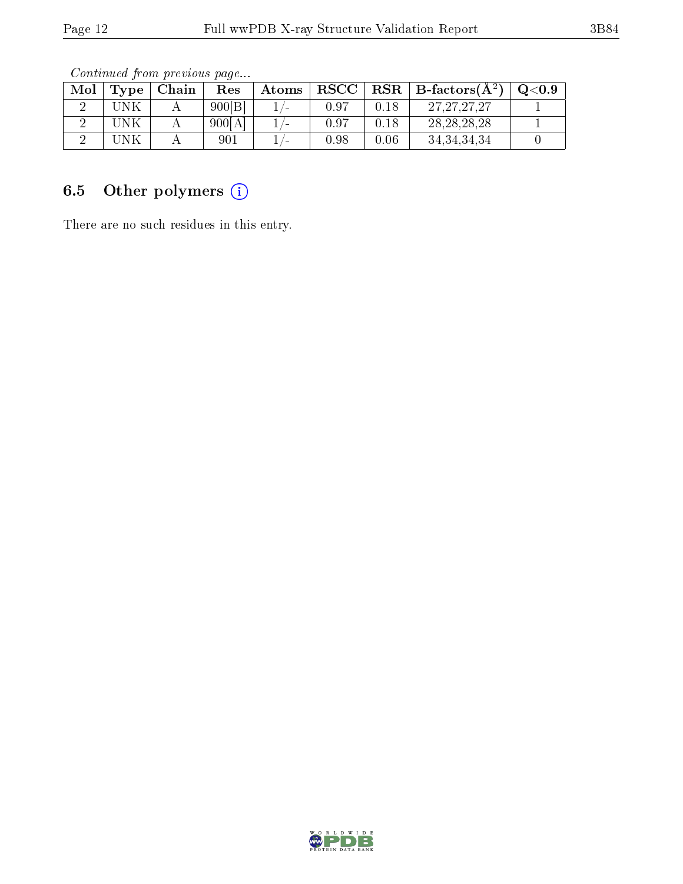*Continued from previous page...*

| Mol | Type | Chain | Res | Atoms | RSCC | RSR | B-factors($Å^2$) | Q<0.9 |
|---|---|---|---|---|---|---|---|---|
| 2 | UNK | A | 900[B] | 1/- | 0.97 | 0.18 | 27,27,27,27 | 1 |
| 2 | UNK | A | 900[A] | 1/- | 0.97 | 0.18 | 28,28,28,28 | 1 |
| 2 | UNK | A | 901 | 1/- | 0.98 | 0.06 | 34,34,34,34 | 0 |

## 6.5 Other polymers (i)

There are no such residues in this entry.